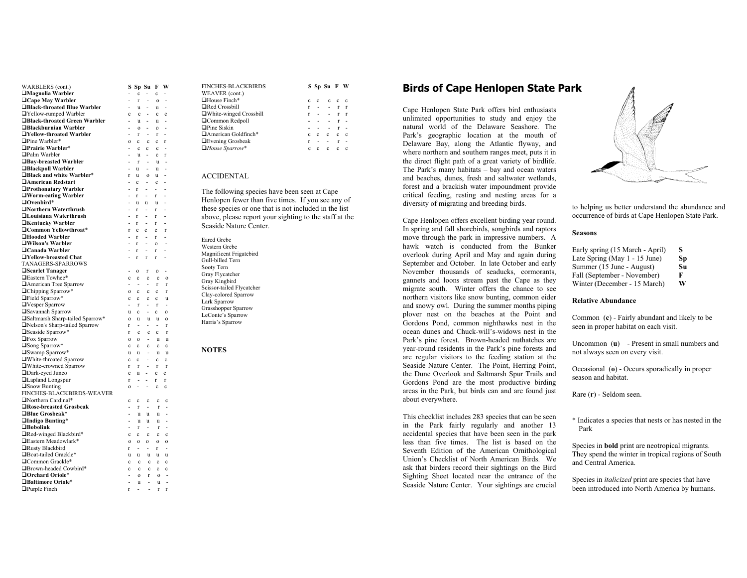| WARBLERS (cont.) | S | Sp | Su | F | W |
|---|---|---|---|---|---|
| ❑**Magnolia Warbler** | - | c | - | c | - |
| ❑**Cape May Warbler** | - | r | - | o | - |
| ❑**Black-throated Blue Warbler** | - | u | - | u | - |
| ❑Yellow-rumped Warbler | c | c | - | c | c |
| ❑**Black-throated Green Warbler** | - | u | - | u | - |
| ❑**Blackburnian Warbler** | - | o | - | o | - |
| ❑**Yellow-throated Warbler** | - | r | - | r | - |
| ❑Pine Warbler* | o | c | c | c | r |
| ❑**Prairie Warbler***| - | c | c | c | - |
| ❑Palm Warbler | - | u | - | c | r |
| ❑**Bay-breasted Warbler** | - | r | - | u | - |
| ❑**Blackpoll Warbler** | - | u | - | u | - |
| ❑**Black and white Warbler***| r | u | o | u | - |
| ❑**American Redstart** | - | c | - | c | - |
| ❑**Prothonatary Warbler** | - | r | - | - | - |
| ❑**Worm-eating Warbler** | - | r | - | r | - |
| ❑**Ovenbird***| - | u | u | u | - |
| ❑**Northern Waterthrush** | - | r | - | r | - |
| ❑**Louisiana Waterthrush** | - | r | - | r | - |
| ❑**Kentucky Warbler** | - | r | - | r | - |
| ❑**Common Yellowthroat***| r | c | c | c | r |
| ❑**Hooded Warbler** | - | r | - | r | - |
| ❑**Wilson's Warbler** | - | r | - | o | - |
| ❑**Canada Warbler** | - | r | - | r | - |
| ❑**Yellow-breasted Chat** | - | r | r | r | - |
| TANAGERS-SPARROWS | | | | | |
| ❑**Scarlet Tanager** | - | o | r | o | - |
| ❑Eastern Towhee* | c | c | c | c | o |
| ❑American Tree Sparrow | - | - | - | r | r |
| ❑Chipping Sparrow* | o | c | c | c | r |
| ❑Field Sparrow* | c | c | c | c | u |
| ❑Vesper Sparrow | - | r | - | r | - |
| ❑Savannah Sparrow | u | c | - | c | o |
| ❑Saltmarsh Sharp-tailed Sparrow* | o | u | u | u | o |
| ❑Nelson's Sharp-tailed Sparrow | r | - | - | - | r |
| ❑Seaside Sparrow* | r | c | c | c | r |
| ❑Fox Sparrow | o | o | - | u | u |
| ❑Song Sparrow* | c | c | c | c | c |
| ❑Swamp Sparrow* | u | u | - | u | u |
| ❑White-throated Sparrow | c | c | - | c | c |
| ❑White-crowned Sparrow | r | r | - | r | r |
| ❑Dark-eyed Junco | c | u | - | c | c |
| ❑Lapland Longspur | r | - | - | r | r |
| ❑Snow Bunting | o | - | - | c | c |
| FINCHES-BLACKBIRDS-WEAVER | | | | | |
| ❑Northern Cardinal* | c | c | c | c | c |
| ❑**Rose-breasted Grosbeak** | - | r | - | r | - |
| ❑**Blue Grosbeak***| - | u | u | u | - |
| ❑**Indigo Bunting***| - | u | u | u | - |
| ❑**Bobolink** | - | r | - | r | - |
| ❑Red-winged Blackbird* | c | c | c | c | c |
| ❑Eastern Meadowlark* | o | o | o | o | o |
| ❑Rusty Blackbird | r | - | - | r | - |
| ❑Boat-tailed Grackle* | u | u | u | u | u |
| ❑Common Grackle* | c | c | c | c | c |
| ❑Brown-headed Cowbird* | c | c | c | c | c |
| ❑**Orchard Oriole***| - | o | r | o | - |
| ❑**Baltimore Oriole***| - | u | - | u | - |
| ❑Purple Finch | r | - | - | r | r |

| FINCHES-BLACKBIRDS WEAVER (cont.) | S | Sp | Su | F | W |
|---|---|---|---|---|---|
| ❑House Finch* | c | c | c | c | c |
| ❑Red Crossbill | r | - | - | r | r |
| ❑White-winged Crossbill | r | - | - | r | r |
| ❑Common Redpoll | - | - | - | r | - |
| ❑Pine Siskin | - | - | - | r | - |
| ❑American Goldfinch* | c | c | c | c | c |
| ❑Evening Grosbeak | r | - | - | r | - |
| ❑*House Sparrow** | c | c | c | c | c |

## ACCIDENTAL

The following species have been seen at Cape Henlopen fewer than five times. If you see any of these species or one that is not included in the list above, please report your sighting to the staff at the Seaside Nature Center.

Eared Grebe
Western Grebe
Magnificent Frigatebird
Gull-billed Tern
Sooty Tern
Gray Flycatcher
Gray Kingbird
Scissor-tailed Flycatcher
Clay-colored Sparrow
Lark Sparrow
Grasshopper Sparrow
LeConte's Sparrow
Harris's Sparrow

## NOTES

# Birds of Cape Henlopen State Park

Cape Henlopen State Park offers bird enthusiasts unlimited opportunities to study and enjoy the natural world of the Delaware Seashore. The Park's geographic location at the mouth of Delaware Bay, along the Atlantic flyway, and where northern and southern ranges meet, puts it in the direct flight path of a great variety of birdlife. The Park's many habitats – bay and ocean waters and beaches, dunes, fresh and saltwater wetlands, forest and a brackish water impoundment provide critical feeding, resting and nesting areas for a diversity of migrating and breeding birds.

Cape Henlopen offers excellent birding year round. In spring and fall shorebirds, songbirds and raptors move through the park in impressive numbers. A hawk watch is conducted from the Bunker overlook during April and May and again during September and October. In late October and early November thousands of seaducks, cormorants, gannets and loons stream past the Cape as they migrate south. Winter offers the chance to see northern visitors like snow bunting, common eider and snowy owl. During the summer months piping plover nest on the beaches at the Point and Gordons Pond, common nighthawks nest in the ocean dunes and Chuck-will's-widows nest in the Park's pine forest. Brown-headed nuthatches are year-round residents in the Park's pine forests and are regular visitors to the feeding station at the Seaside Nature Center. The Point, Herring Point, the Dune Overlook and Saltmarsh Spur Trails and Gordons Pond are the most productive birding areas in the Park, but birds can and are found just about everywhere.

This checklist includes 283 species that can be seen in the Park fairly regularly and another 13 accidental species that have been seen in the park less than five times. The list is based on the Seventh Edition of the American Ornithological Union's Checklist of North American Birds. We ask that birders record their sightings on the Bird Sighting Sheet located near the entrance of the Seaside Nature Center. Your sightings are crucial to helping us better understand the abundance and occurrence of birds at Cape Henlopen State Park.

### Seasons

| | |
|---|---|
| Early spring (15 March - April) | **S** |
| Late Spring (May 1 - 15 June) | **Sp** |
| Summer (15 June - August) | **Su** |
| Fall (September - November) | **F** |
| Winter (December - 15 March) | **W** |

### Relative Abundance

Common (**c**) - Fairly abundant and likely to be seen in proper habitat on each visit.

Uncommon (**u**) - Present in small numbers and not always seen on every visit.

Occasional (**o**) - Occurs sporadically in proper season and habitat.

Rare (**r**) - Seldom seen.

* Indicates a species that nests or has nested in the Park

Species in **bold** print are neotropical migrants. They spend the winter in tropical regions of South and Central America.

Species in *italicized* print are species that have been introduced into North America by humans.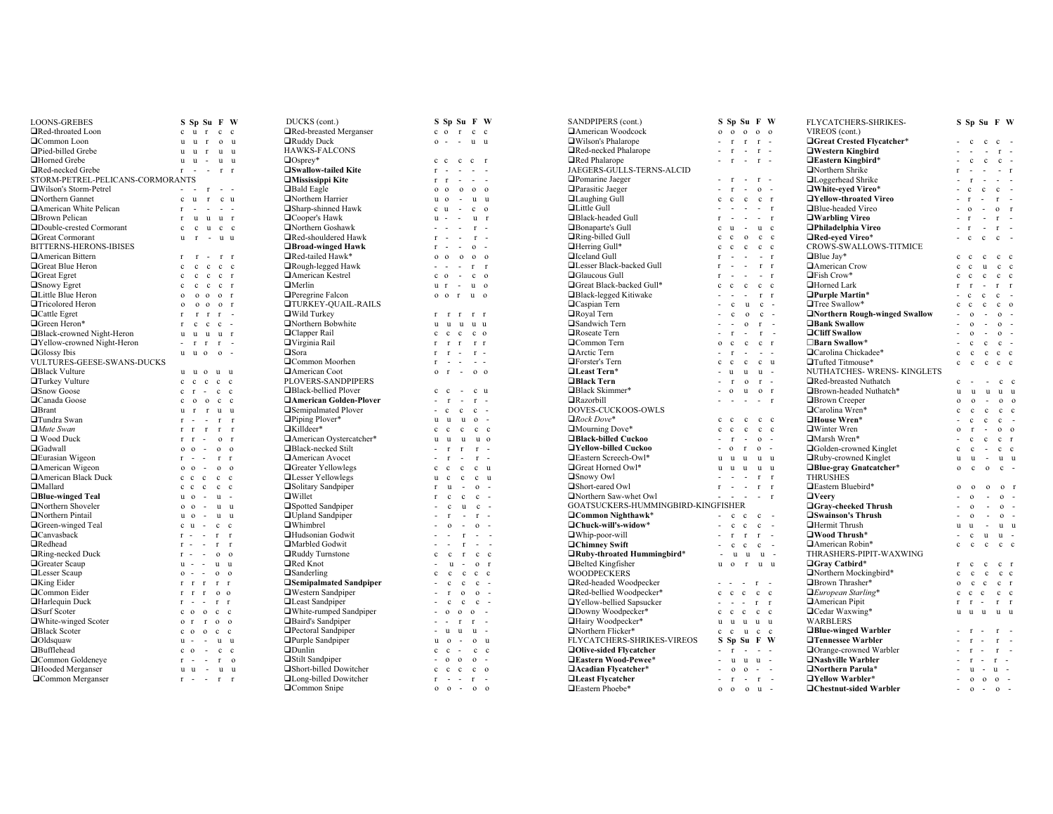| LOONS-GREBES | S | Sp | Su | F | W |
|---|---|---|---|---|---|
| ❑Red-throated Loon | c | u | r | c | c |
| ❑Common Loon | u | u | r | o | u |
| ❑Pied-billed Grebe | u | u | r | u | u |
| ❑Horned Grebe | u | u | - | u | u |
| ❑Red-necked Grebe | r | - | - | r | r |
| STORM-PETREL-PELICANS-CORMORANTS | | | | | |
| ❑Wilson's Storm-Petrel | - | - | r | - | - |
| ❑Northern Gannet | c | u | r | c | u |
| ❑American White Pelican | r | - | - | - | - |
| ❑Brown Pelican | r | u | u | u | r |
| ❑Double-crested Cormorant | c | c | u | c | c |
| ❑Great Cormorant | u | r | - | u | u |
| BITTERNS-HERONS-IBISES | | | | | |
| ❑American Bittern | r | r | - | r | r |
| ❑Great Blue Heron | c | c | c | c | c |
| ❑Great Egret | c | c | c | c | r |
| ❑Snowy Egret | c | c | c | c | r |
| ❑Little Blue Heron | o | o | o | o | r |
| ❑Tricolored Heron | o | o | o | o | r |
| ❑Cattle Egret | r | r | r | r | - |
| ❑Green Heron* | r | c | c | c | - |
| ❑Black-crowned Night-Heron | u | u | u | u | r |
| ❑Yellow-crowned Night-Heron | - | r | r | r | - |
| ❑Glossy Ibis | u | u | o | o | - |
| VULTURES-GEESE-SWANS-DUCKS | | | | | |
| ❑Black Vulture | u | u | o | u | u |
| ❑Turkey Vulture | c | c | c | c | c |
| ❑Snow Goose | c | r | - | c | c |
| ❑Canada Goose | c | o | o | c | c |
| ❑Brant | u | r | r | u | u |
| ❑Tundra Swan | r | - | - | r | r |
| ❑*Mute Swan* | r | r | r | r | r |
| ❑ Wood Duck | r | r | - | o | r |
| ❑Gadwall | o | o | - | o | o |
| ❑Eurasian Wigeon | r | - | - | r | r |
| ❑American Wigeon | o | o | - | o | o |
| ❑American Black Duck | c | c | c | c | c |
| ❑Mallard | c | c | c | c | c |
| ❑**Blue-winged Teal** | u | o | - | u | - |
| ❑Northern Shoveler | o | o | - | u | u |
| ❑Northern Pintail | u | o | - | u | u |
| ❑Green-winged Teal | c | u | - | c | c |
| ❑Canvasback | r | - | - | r | r |
| ❑Redhead | r | - | - | r | r |
| ❑Ring-necked Duck | r | - | - | o | o |
| ❑Greater Scaup | u | - | - | u | u |
| ❑Lesser Scaup | o | - | - | o | o |
| ❑King Eider | r | r | r | r | r |
| ❑Common Eider | r | r | r | o | o |
| ❑Harlequin Duck | r | - | - | r | r |
| ❑Surf Scoter | c | o | o | c | c |
| ❑White-winged Scoter | o | r | r | o | o |
| ❑Black Scoter | c | o | o | c | c |
| ❑Oldsquaw | u | - | - | u | u |
| ❑Bufflehead | c | o | - | c | c |
| ❑Common Goldeneye | r | - | - | r | o |
| ❑Hooded Merganser | u | u | - | u | u |
| ❑Common Merganser | r | - | - | r | r |

| DUCKS (cont.) | S | Sp | Su | F | W |
|---|---|---|---|---|---|
| ❑Red-breasted Merganser | c | o | r | c | c |
| ❑Ruddy Duck | o | - | - | u | u |
| HAWKS-FALCONS | | | | | |
| ❑Osprey* | c | c | c | c | r |
| ❑**Swallow-tailed Kite** | r | - | - | - | - |
| ❑**Mississippi Kite** | r | r | - | - | - |
| ❑Bald Eagle | o | o | o | o | o |
| ❑Northern Harrier | u | o | - | u | u |
| ❑Sharp-shinned Hawk | c | u | - | c | o |
| ❑Cooper's Hawk | u | - | - | u | r |
| ❑Northern Goshawk | - | - | - | r | - |
| ❑Red-shouldered Hawk | r | - | - | r | - |
| ❑**Broad-winged Hawk** | r | - | - | o | - |
| ❑Red-tailed Hawk* | o | o | o | o | o |
| ❑Rough-legged Hawk | - | - | - | r | r |
| ❑American Kestrel | c | o | - | c | o |
| ❑Merlin | u | r | - | u | o |
| ❑Peregrine Falcon | o | o | r | u | o |
| ❑TURKEY-QUAIL-RAILS | | | | | |
| ❑Wild Turkey | r | r | r | r | r |
| ❑Northern Bobwhite | u | u | u | u | u |
| ❑Clapper Rail | c | c | c | c | o |
| ❑Virginia Rail | r | r | r | r | r |
| ❑Sora | r | r | - | r | - |
| ❑Common Moorhen | r | - | - | - | - |
| ❑American Coot | o | r | - | o | o |
| PLOVERS-SANDPIPERS | | | | | |
| ❑Black-bellied Plover | c | c | - | c | u |
| ❑**American Golden-Plover** | - | r | - | r | - |
| ❑Semipalmated Plover | - | c | c | c | - |
| ❑Piping Plover* | u | u | u | o | - |
| ❑Killdeer* | c | c | c | c | c |
| ❑American Oystercatcher* | u | u | u | u | o |
| ❑Black-necked Stilt | - | r | r | r | - |
| ❑American Avocet | - | r | - | r | - |
| ❑Greater Yellowlegs | c | c | c | c | u |
| ❑Lesser Yellowlegs | u | c | c | c | u |
| ❑Solitary Sandpiper | r | u | - | o | - |
| ❑Willet | r | c | c | c | - |
| ❑Spotted Sandpiper | - | c | u | c | - |
| ❑Upland Sandpiper | - | r | - | r | - |
| ❑Whimbrel | - | o | - | o | - |
| ❑Hudsonian Godwit | - | - | r | - | - |
| ❑Marbled Godwit | - | - | r | - | - |
| ❑Ruddy Turnstone | c | c | r | c | c |
| ❑Red Knot | - | u | - | o | r |
| ❑Sanderling | c | c | c | c | c |
| ❑**Semipalmated Sandpiper** | - | c | c | c | - |
| ❑Western Sandpiper | - | r | o | o | - |
| ❑Least Sandpiper | - | c | c | c | - |
| ❑White-rumped Sandpiper | - | o | o | o | - |
| ❑Baird's Sandpiper | - | - | r | r | - |
| ❑Pectoral Sandpiper | - | u | u | u | - |
| ❑Purple Sandpiper | u | o | - | o | u |
| ❑Dunlin | c | c | - | c | c |
| ❑Stilt Sandpiper | - | o | o | o | - |
| ❑Short-billed Dowitcher | c | c | c | c | o |
| ❑Long-billed Dowitcher | r | - | - | r | - |
| ❑Common Snipe | o | o | - | o | o |

| SANDPIPERS (cont.) | S | Sp | Su | F | W |
|---|---|---|---|---|---|
| ❑American Woodcock | o | o | o | o | o |
| ❑Wilson's Phalarope | - | r | r | r | - |
| ❑Red-necked Phalarope | - | r | - | r | - |
| ❑Red Phalarope | - | r | - | r | - |
| JAEGERS-GULLS-TERNS-ALCID | | | | | |
| ❑Pomarine Jaeger | - | r | - | r | - |
| ❑Parasitic Jaeger | - | r | - | o | - |
| ❑Laughing Gull | c | c | c | c | r |
| ❑Little Gull | - | - | - | - | r |
| ❑Black-headed Gull | r | - | - | - | r |
| ❑Bonaparte's Gull | c | u | - | u | c |
| ❑Ring-billed Gull | c | c | o | c | c |
| ❑Herring Gull* | c | c | c | c | c |
| ❑Iceland Gull | r | - | - | - | r |
| ❑Lesser Black-backed Gull | r | - | - | r | r |
| ❑Glaucous Gull | r | - | - | - | r |
| ❑Great Black-backed Gull* | c | c | c | c | c |
| ❑Black-legged Kitiwake | - | - | - | r | r |
| ❑Caspian Tern | - | c | u | c | - |
| ❑Royal Tern | - | c | o | c | - |
| ❑Sandwich Tern | - | - | o | r | - |
| ❑Roseate Tern | - | r | - | r | - |
| ❑Common Tern | o | c | c | c | r |
| ❑Arctic Tern | - | r | - | - | - |
| ❑Forster's Tern | c | c | c | c | u |
| ❑**Least Tern*** | - | u | u | u | - |
| ❑**Black Tern** | - | r | o | r | - |
| ❑Black Skimmer* | - | o | u | o | r |
| ❑Razorbill | - | - | - | - | r |
| DOVES-CUCKOOS-OWLS | | | | | |
| ❑*Rock Dove** | c | c | c | c | c |
| ❑Mourning Dove* | c | c | c | c | c |
| ❑**Black-billed Cuckoo** | - | r | - | o | - |
| ❑**Yellow-billed Cuckoo** | - | o | r | o | - |
| ❑Eastern Screech-Owl* | u | u | u | u | u |
| ❑Great Horned Owl* | u | u | u | u | u |
| ❑Snowy Owl | - | - | - | r | r |
| ❑Short-eared Owl | r | - | - | r | r |
| ❑Northern Saw-whet Owl | - | - | - | - | r |
| GOATSUCKERS-HUMMINGBIRD-KINGFISHER | | | | | |
| ❑**Common Nighthawk*** | - | c | c | c | - |
| ❑**Chuck-will's-widow*** | - | c | c | c | - |
| ❑Whip-poor-will | - | r | r | r | - |
| ❑**Chimney Swift** | - | c | c | c | - |
| ❑**Ruby-throated Hummingbird*** | - | u | u | u | - |
| ❑Belted Kingfisher | u | o | r | u | u |
| WOODPECKERS | | | | | |
| ❑Red-headed Woodpecker | - | - | - | r | - |
| ❑Red-bellied Woodpecker* | c | c | c | c | c |
| ❑Yellow-bellied Sapsucker | - | - | - | r | r |
| ❑Downy Woodpecker* | c | c | c | c | c |
| ❑Hairy Woodpecker* | u | u | u | u | u |
| ❑Northern Flicker* | c | c | u | c | c |
| FLYCATCHERS-SHRIKES-VIREOS | S | Sp | Su | F | W |
| ❑**Olive-sided Flycatcher** | - | r | - | - | - |
| ❑**Eastern Wood-Pewee*** | - | u | u | u | - |
| ❑**Acadian Flycatcher*** | - | o | o | - | - |
| ❑**Least Flycatcher** | - | r | - | r | - |
| ❑Eastern Phoebe* | o | o | o | u | - |

| FLYCATCHERS-SHRIKES-VIREOS (cont.) | S | Sp | Su | F | W |
|---|---|---|---|---|---|
| ❑**Great Crested Flycatcher*** | - | c | c | c | - |
| ❑**Western Kingbird** | - | - | - | r | - |
| ❑**Eastern Kingbird*** | - | c | c | c | - |
| ❑Northern Shrike | r | - | - | - | r |
| ❑Loggerhead Shrike | - | r | - | - | - |
| ❑**White-eyed Vireo*** | - | c | c | c | - |
| ❑**Yellow-throated Vireo** | - | r | - | r | - |
| ❑Blue-headed Vireo | - | o | - | o | r |
| ❑**Warbling Vireo** | - | r | - | r | - |
| ❑**Philadelphia Vireo** | - | r | - | r | - |
| ❑**Red-eyed Vireo*** | - | c | c | c | - |
| CROWS-SWALLOWS-TITMICE | | | | | |
| ❑Blue Jay* | c | c | c | c | c |
| ❑American Crow | c | c | u | c | c |
| ❑Fish Crow* | c | c | c | c | c |
| ❑Horned Lark | r | r | - | r | r |
| ❑**Purple Martin*** | - | c | c | c | - |
| ❑Tree Swallow* | c | c | c | c | o |
| ❑**Northern Rough-winged Swallow** | - | o | - | o | - |
| ❑**Bank Swallow** | - | o | - | o | - |
| ❑**Cliff Swallow** | - | o | - | o | - |
| □**Barn Swallow*** | - | c | c | c | - |
| ❑Carolina Chickadee* | c | c | c | c | c |
| ❑Tufted Titmouse* | c | c | c | c | c |
| NUTHATCHES- WRENS- KINGLETS | | | | | |
| ❑Red-breasted Nuthatch | c | - | - | c | c |
| ❑Brown-headed Nuthatch* | u | u | u | u | u |
| ❑Brown Creeper | o | o | - | o | o |
| ❑Carolina Wren* | c | c | c | c | c |
| ❑**House Wren*** | - | c | c | c | - |
| ❑Winter Wren | o | r | - | o | o |
| ❑Marsh Wren* | - | c | c | c | r |
| ❑Golden-crowned Kinglet | c | c | - | c | c |
| ❑Ruby-crowned Kinglet | u | u | - | u | u |
| ❑**Blue-gray Gnatcatcher*** | o | c | o | c | - |
| THRUSHES | | | | | |
| ❑Eastern Bluebird* | o | o | o | o | r |
| ❑**Veery** | - | o | - | o | - |
| ❑**Gray-cheeked Thrush** | - | o | - | o | - |
| ❑**Swainson's Thrush** | - | o | - | o | - |
| ❑Hermit Thrush | u | u | - | u | u |
| ❑**Wood Thrush*** | - | c | u | u | - |
| ❑American Robin* | c | c | c | c | c |
| THRASHERS-PIPIT-WAXWING | | | | | |
| ❑**Gray Catbird*** | r | c | c | c | r |
| ❑Northern Mockingbird* | c | c | c | c | c |
| ❑Brown Thrasher* | o | c | c | c | r |
| ❑*European Starling** | c | c | c | c | c |
| ❑American Pipit | r | r | - | r | r |
| ❑Cedar Waxwing* | u | u | u | u | u |
| WARBLERS | | | | | |
| ❑**Blue-winged Warbler** | - | r | - | r | - |
| ❑**Tennessee Warbler** | - | r | - | r | - |
| ❑Orange-crowned Warbler | - | r | - | r | - |
| ❑**Nashville Warbler** | - | r | - | r | - |
| ❑**Northern Parula*** | - | u | - | u | - |
| ❑**Yellow Warbler*** | - | o | o | o | - |
| ❑**Chestnut-sided Warbler** | - | o | - | o | - |